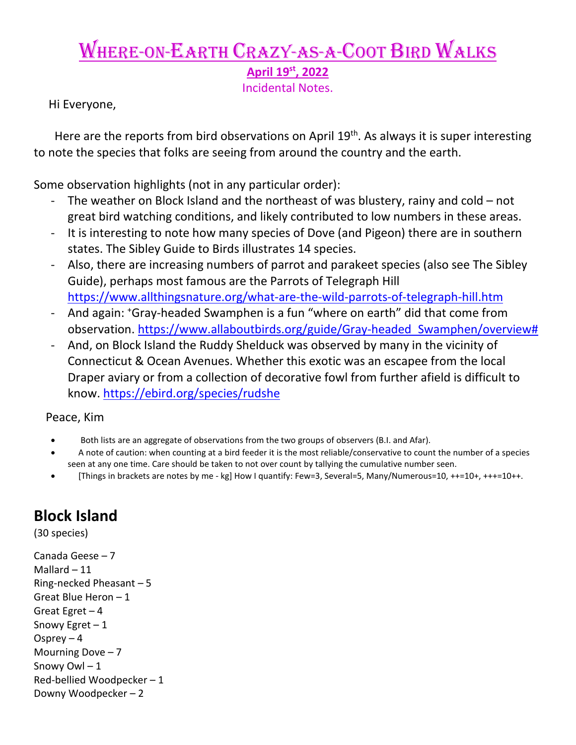# Where-on-Earth Crazy-as-a-Coot Bird Walks

**April 19st, 2022**

Incidental Notes.

Hi Everyone,

Here are the reports from bird observations on April 19th. As always it is super interesting to note the species that folks are seeing from around the country and the earth.

Some observation highlights (not in any particular order):

- The weather on Block Island and the northeast of was blustery, rainy and cold – not great bird watching conditions, and likely contributed to low numbers in these areas.
- It is interesting to note how many species of Dove (and Pigeon) there are in southern states. The Sibley Guide to Birds illustrates 14 species.
- Also, there are increasing numbers of parrot and parakeet species (also see The Sibley Guide), perhaps most famous are the Parrots of Telegraph Hill https://www.allthingsnature.org/what-are-the-wild-parrots-of-telegraph-hill.htm
- And again: +Gray-headed Swamphen is a fun "where on earth" did that come from observation. https://www.allaboutbirds.org/guide/Gray-headed_Swamphen/overview#
- And, on Block Island the Ruddy Shelduck was observed by many in the vicinity of Connecticut & Ocean Avenues. Whether this exotic was an escapee from the local Draper aviary or from a collection of decorative fowl from further afield is difficult to know. https://ebird.org/species/rudshe

Peace, Kim

- Both lists are an aggregate of observations from the two groups of observers (B.I. and Afar).
- A note of caution: when counting at a bird feeder it is the most reliable/conservative to count the number of a species seen at any one time. Care should be taken to not over count by tallying the cumulative number seen.
- [Things in brackets are notes by me - kg] How I quantify: Few=3, Several=5, Many/Numerous=10, ++=10+, +++=10++.

## Block Island

(30 species)

Canada Geese – 7
Mallard – 11
Ring-necked Pheasant – 5
Great Blue Heron – 1
Great Egret – 4
Snowy Egret – 1
Osprey – 4
Mourning Dove – 7
Snowy Owl – 1
Red-bellied Woodpecker – 1
Downy Woodpecker – 2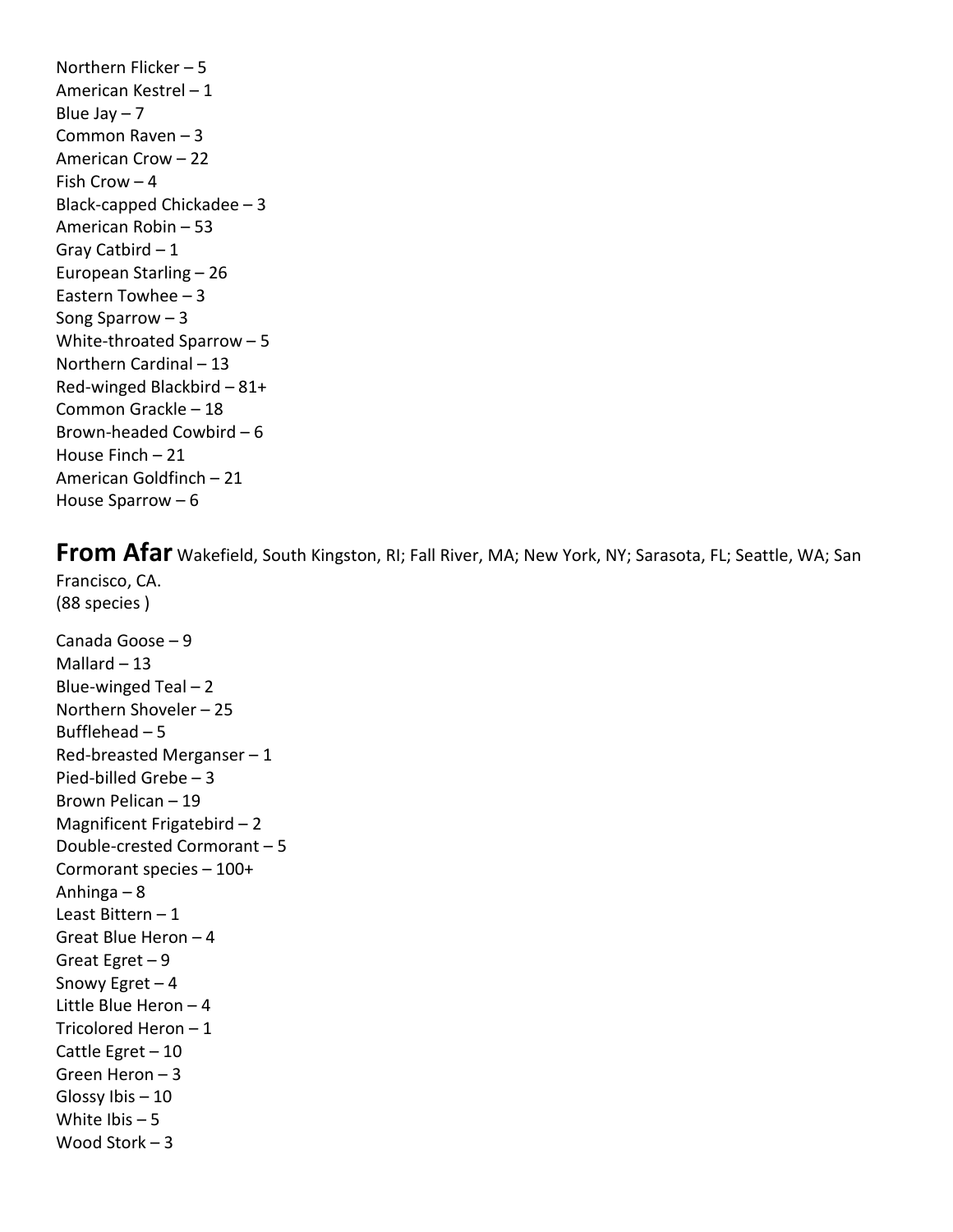Northern Flicker – 5
American Kestrel – 1
Blue Jay – 7
Common Raven – 3
American Crow – 22
Fish Crow – 4
Black-capped Chickadee – 3
American Robin – 53
Gray Catbird – 1
European Starling – 26
Eastern Towhee – 3
Song Sparrow – 3
White-throated Sparrow – 5
Northern Cardinal – 13
Red-winged Blackbird – 81+
Common Grackle – 18
Brown-headed Cowbird – 6
House Finch – 21
American Goldfinch – 21
House Sparrow – 6

## From Afar

Wakefield, South Kingston, RI; Fall River, MA; New York, NY; Sarasota, FL; Seattle, WA; San Francisco, CA.
(88 species )

Canada Goose – 9
Mallard – 13
Blue-winged Teal – 2
Northern Shoveler – 25
Bufflehead – 5
Red-breasted Merganser – 1
Pied-billed Grebe – 3
Brown Pelican – 19
Magnificent Frigatebird – 2
Double-crested Cormorant – 5
Cormorant species – 100+
Anhinga – 8
Least Bittern – 1
Great Blue Heron – 4
Great Egret – 9
Snowy Egret – 4
Little Blue Heron – 4
Tricolored Heron – 1
Cattle Egret – 10
Green Heron – 3
Glossy Ibis – 10
White Ibis – 5
Wood Stork – 3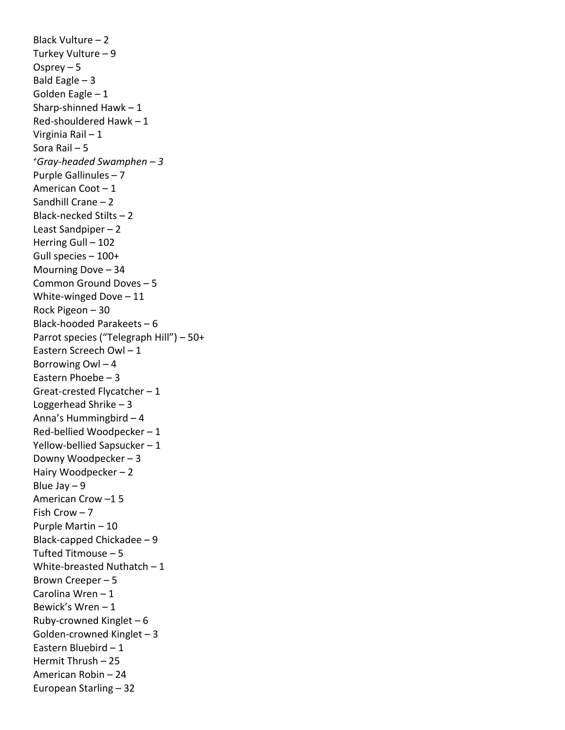Black Vulture – 2  
Turkey Vulture – 9  
Osprey – 5  
Bald Eagle – 3  
Golden Eagle – 1  
Sharp-shinned Hawk – 1  
Red-shouldered Hawk – 1  
Virginia Rail – 1  
Sora Rail – 5  
+*Gray-headed Swamphen – 3*  
Purple Gallinules – 7  
American Coot – 1  
Sandhill Crane – 2  
Black-necked Stilts – 2  
Least Sandpiper – 2  
Herring Gull – 102  
Gull species – 100+  
Mourning Dove – 34  
Common Ground Doves – 5  
White-winged Dove – 11  
Rock Pigeon – 30  
Black-hooded Parakeets – 6  
Parrot species ("Telegraph Hill") – 50+  
Eastern Screech Owl – 1  
Borrowing Owl – 4  
Eastern Phoebe – 3  
Great-crested Flycatcher – 1  
Loggerhead Shrike – 3  
Anna's Hummingbird – 4  
Red-bellied Woodpecker – 1  
Yellow-bellied Sapsucker – 1  
Downy Woodpecker – 3  
Hairy Woodpecker – 2  
Blue Jay – 9  
American Crow –1 5  
Fish Crow – 7  
Purple Martin – 10  
Black-capped Chickadee – 9  
Tufted Titmouse – 5  
White-breasted Nuthatch – 1  
Brown Creeper – 5  
Carolina Wren – 1  
Bewick's Wren – 1  
Ruby-crowned Kinglet – 6  
Golden-crowned Kinglet – 3  
Eastern Bluebird – 1  
Hermit Thrush – 25  
American Robin – 24  
European Starling – 32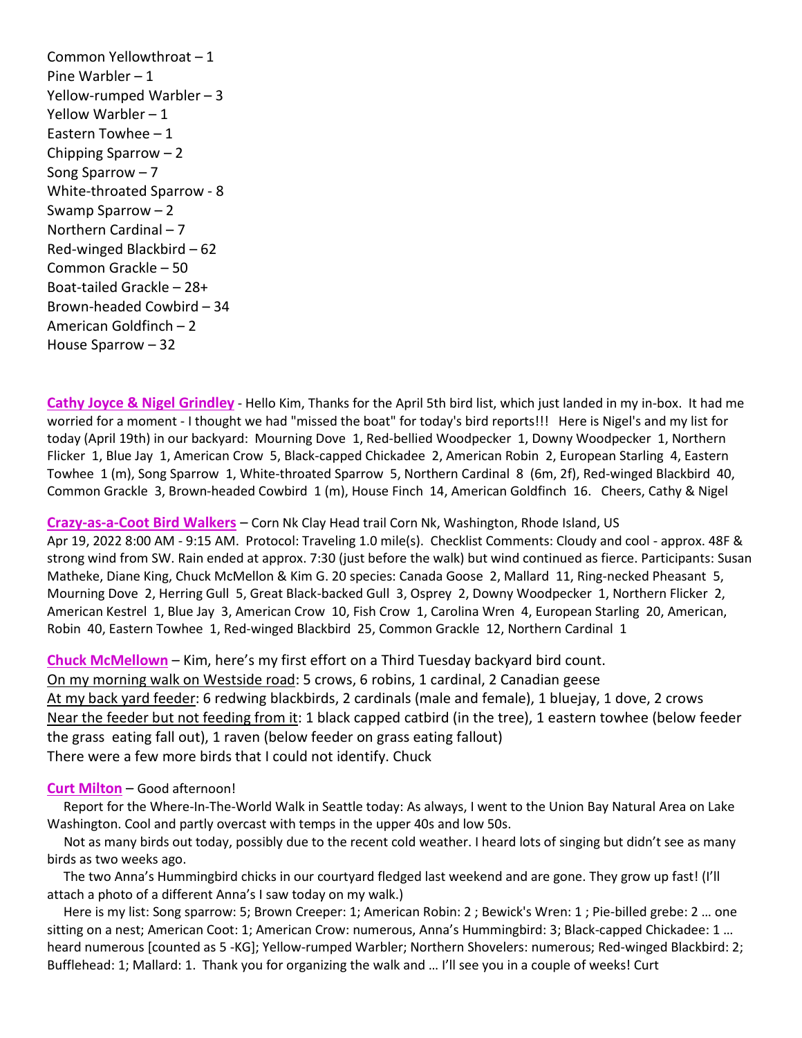Common Yellowthroat – 1
Pine Warbler – 1
Yellow-rumped Warbler – 3
Yellow Warbler – 1
Eastern Towhee – 1
Chipping Sparrow – 2
Song Sparrow – 7
White-throated Sparrow - 8
Swamp Sparrow – 2
Northern Cardinal – 7
Red-winged Blackbird – 62
Common Grackle – 50
Boat-tailed Grackle – 28+
Brown-headed Cowbird – 34
American Goldfinch – 2
House Sparrow – 32

**Cathy Joyce & Nigel Grindley** - Hello Kim, Thanks for the April 5th bird list, which just landed in my in-box. It had me worried for a moment - I thought we had "missed the boat" for today's bird reports!!! Here is Nigel's and my list for today (April 19th) in our backyard: Mourning Dove 1, Red-bellied Woodpecker 1, Downy Woodpecker 1, Northern Flicker 1, Blue Jay 1, American Crow 5, Black-capped Chickadee 2, American Robin 2, European Starling 4, Eastern Towhee 1 (m), Song Sparrow 1, White-throated Sparrow 5, Northern Cardinal 8 (6m, 2f), Red-winged Blackbird 40, Common Grackle 3, Brown-headed Cowbird 1 (m), House Finch 14, American Goldfinch 16. Cheers, Cathy & Nigel

**Crazy-as-a-Coot Bird Walkers** – Corn Nk Clay Head trail Corn Nk, Washington, Rhode Island, US
Apr 19, 2022 8:00 AM - 9:15 AM. Protocol: Traveling 1.0 mile(s). Checklist Comments: Cloudy and cool - approx. 48F & strong wind from SW. Rain ended at approx. 7:30 (just before the walk) but wind continued as fierce. Participants: Susan Matheke, Diane King, Chuck McMellon & Kim G. 20 species: Canada Goose 2, Mallard 11, Ring-necked Pheasant 5, Mourning Dove 2, Herring Gull 5, Great Black-backed Gull 3, Osprey 2, Downy Woodpecker 1, Northern Flicker 2, American Kestrel 1, Blue Jay 3, American Crow 10, Fish Crow 1, Carolina Wren 4, European Starling 20, American, Robin 40, Eastern Towhee 1, Red-winged Blackbird 25, Common Grackle 12, Northern Cardinal 1

**Chuck McMellown** – Kim, here's my first effort on a Third Tuesday backyard bird count.
On my morning walk on Westside road: 5 crows, 6 robins, 1 cardinal, 2 Canadian geese
At my back yard feeder: 6 redwing blackbirds, 2 cardinals (male and female), 1 bluejay, 1 dove, 2 crows
Near the feeder but not feeding from it: 1 black capped catbird (in the tree), 1 eastern towhee (below feeder the grass eating fall out), 1 raven (below feeder on grass eating fallout)
There were a few more birds that I could not identify. Chuck

**Curt Milton** – Good afternoon!

Report for the Where-In-The-World Walk in Seattle today: As always, I went to the Union Bay Natural Area on Lake Washington. Cool and partly overcast with temps in the upper 40s and low 50s.

Not as many birds out today, possibly due to the recent cold weather. I heard lots of singing but didn't see as many birds as two weeks ago.

The two Anna's Hummingbird chicks in our courtyard fledged last weekend and are gone. They grow up fast! (I'll attach a photo of a different Anna's I saw today on my walk.)

Here is my list: Song sparrow: 5; Brown Creeper: 1; American Robin: 2 ; Bewick's Wren: 1 ; Pie-billed grebe: 2 … one sitting on a nest; American Coot: 1; American Crow: numerous, Anna's Hummingbird: 3; Black-capped Chickadee: 1 … heard numerous [counted as 5 -KG]; Yellow-rumped Warbler; Northern Shovelers: numerous; Red-winged Blackbird: 2; Bufflehead: 1; Mallard: 1. Thank you for organizing the walk and … I'll see you in a couple of weeks! Curt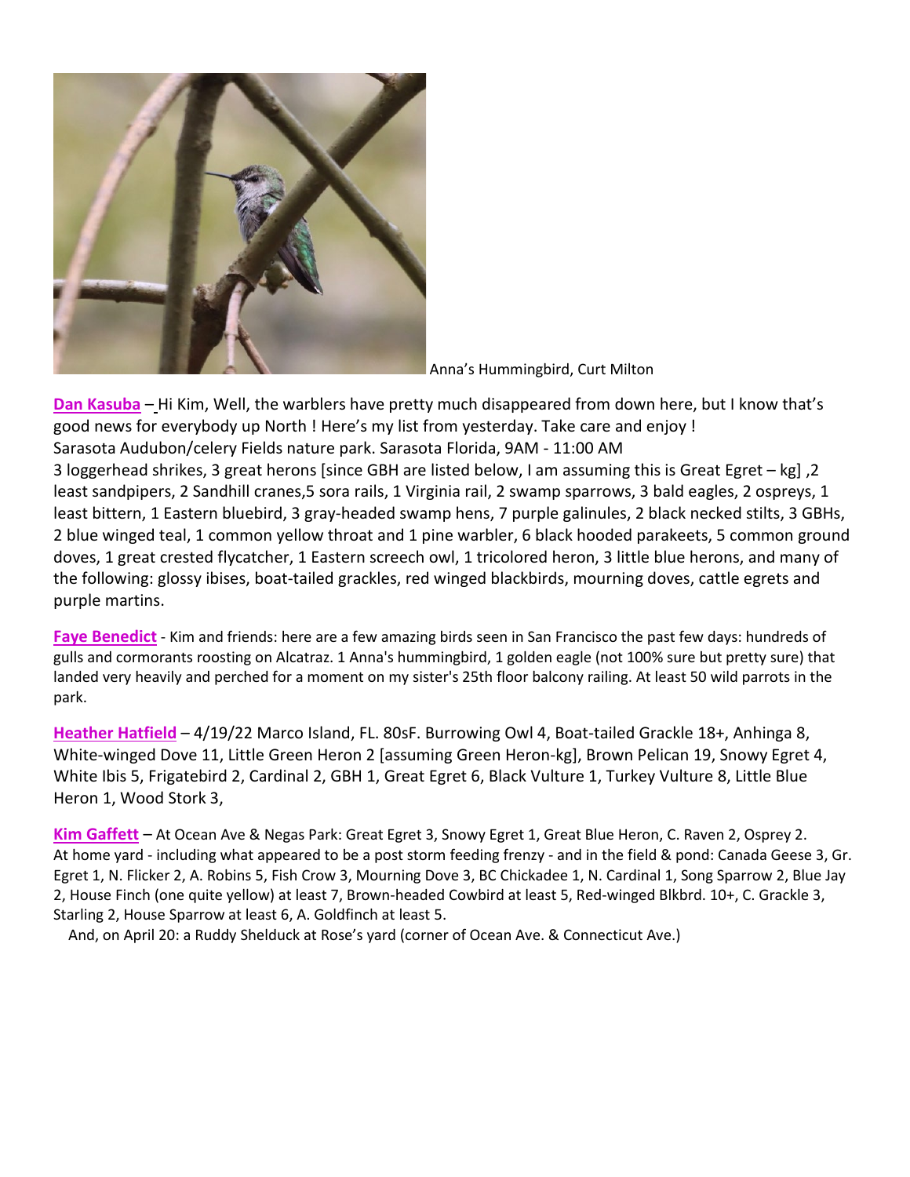Anna's Hummingbird, Curt Milton

**Dan Kasuba** – Hi Kim, Well, the warblers have pretty much disappeared from down here, but I know that's good news for everybody up North ! Here's my list from yesterday. Take care and enjoy !
Sarasota Audubon/celery Fields nature park. Sarasota Florida, 9AM - 11:00 AM
3 loggerhead shrikes, 3 great herons [since GBH are listed below, I am assuming this is Great Egret – kg] ,2 least sandpipers, 2 Sandhill cranes,5 sora rails, 1 Virginia rail, 2 swamp sparrows, 3 bald eagles, 2 ospreys, 1 least bittern, 1 Eastern bluebird, 3 gray-headed swamp hens, 7 purple galinules, 2 black necked stilts, 3 GBHs, 2 blue winged teal, 1 common yellow throat and 1 pine warbler, 6 black hooded parakeets, 5 common ground doves, 1 great crested flycatcher, 1 Eastern screech owl, 1 tricolored heron, 3 little blue herons, and many of the following: glossy ibises, boat-tailed grackles, red winged blackbirds, mourning doves, cattle egrets and purple martins.

**Faye Benedict** - Kim and friends: here are a few amazing birds seen in San Francisco the past few days: hundreds of gulls and cormorants roosting on Alcatraz. 1 Anna's hummingbird, 1 golden eagle (not 100% sure but pretty sure) that landed very heavily and perched for a moment on my sister's 25th floor balcony railing. At least 50 wild parrots in the park.

**Heather Hatfield** – 4/19/22 Marco Island, FL. 80sF. Burrowing Owl 4, Boat-tailed Grackle 18+, Anhinga 8, White-winged Dove 11, Little Green Heron 2 [assuming Green Heron-kg], Brown Pelican 19, Snowy Egret 4, White Ibis 5, Frigatebird 2, Cardinal 2, GBH 1, Great Egret 6, Black Vulture 1, Turkey Vulture 8, Little Blue Heron 1, Wood Stork 3,

**Kim Gaffett** – At Ocean Ave & Negas Park: Great Egret 3, Snowy Egret 1, Great Blue Heron, C. Raven 2, Osprey 2.
At home yard - including what appeared to be a post storm feeding frenzy - and in the field & pond: Canada Geese 3, Gr. Egret 1, N. Flicker 2, A. Robins 5, Fish Crow 3, Mourning Dove 3, BC Chickadee 1, N. Cardinal 1, Song Sparrow 2, Blue Jay 2, House Finch (one quite yellow) at least 7, Brown-headed Cowbird at least 5, Red-winged Blkbrd. 10+, C. Grackle 3, Starling 2, House Sparrow at least 6, A. Goldfinch at least 5.

And, on April 20: a Ruddy Shelduck at Rose's yard (corner of Ocean Ave. & Connecticut Ave.)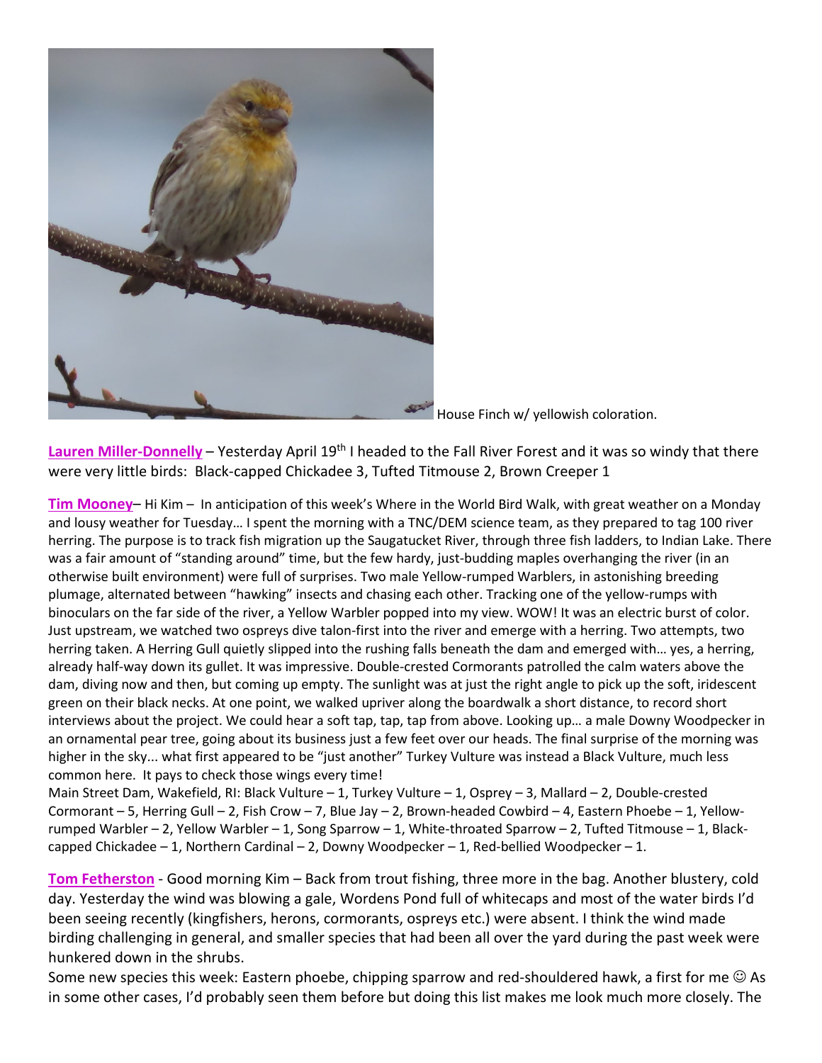House Finch w/ yellowish coloration.

**Lauren Miller-Donnelly** – Yesterday April 19th I headed to the Fall River Forest and it was so windy that there were very little birds: Black-capped Chickadee 3, Tufted Titmouse 2, Brown Creeper 1

**Tim Mooney**– Hi Kim – In anticipation of this week's Where in the World Bird Walk, with great weather on a Monday and lousy weather for Tuesday… I spent the morning with a TNC/DEM science team, as they prepared to tag 100 river herring. The purpose is to track fish migration up the Saugatucket River, through three fish ladders, to Indian Lake. There was a fair amount of "standing around" time, but the few hardy, just-budding maples overhanging the river (in an otherwise built environment) were full of surprises. Two male Yellow-rumped Warblers, in astonishing breeding plumage, alternated between "hawking" insects and chasing each other. Tracking one of the yellow-rumps with binoculars on the far side of the river, a Yellow Warbler popped into my view. WOW! It was an electric burst of color. Just upstream, we watched two ospreys dive talon-first into the river and emerge with a herring. Two attempts, two herring taken. A Herring Gull quietly slipped into the rushing falls beneath the dam and emerged with… yes, a herring, already half-way down its gullet. It was impressive. Double-crested Cormorants patrolled the calm waters above the dam, diving now and then, but coming up empty. The sunlight was at just the right angle to pick up the soft, iridescent green on their black necks. At one point, we walked upriver along the boardwalk a short distance, to record short interviews about the project. We could hear a soft tap, tap, tap from above. Looking up… a male Downy Woodpecker in an ornamental pear tree, going about its business just a few feet over our heads. The final surprise of the morning was higher in the sky... what first appeared to be "just another" Turkey Vulture was instead a Black Vulture, much less common here. It pays to check those wings every time!
Main Street Dam, Wakefield, RI: Black Vulture – 1, Turkey Vulture – 1, Osprey – 3, Mallard – 2, Double-crested Cormorant – 5, Herring Gull – 2, Fish Crow – 7, Blue Jay – 2, Brown-headed Cowbird – 4, Eastern Phoebe – 1, Yellow-rumped Warbler – 2, Yellow Warbler – 1, Song Sparrow – 1, White-throated Sparrow – 2, Tufted Titmouse – 1, Black-capped Chickadee – 1, Northern Cardinal – 2, Downy Woodpecker – 1, Red-bellied Woodpecker – 1.

**Tom Fetherston** - Good morning Kim – Back from trout fishing, three more in the bag. Another blustery, cold day. Yesterday the wind was blowing a gale, Wordens Pond full of whitecaps and most of the water birds I'd been seeing recently (kingfishers, herons, cormorants, ospreys etc.) were absent. I think the wind made birding challenging in general, and smaller species that had been all over the yard during the past week were hunkered down in the shrubs.
Some new species this week: Eastern phoebe, chipping sparrow and red-shouldered hawk, a first for me ☺ As in some other cases, I'd probably seen them before but doing this list makes me look much more closely. The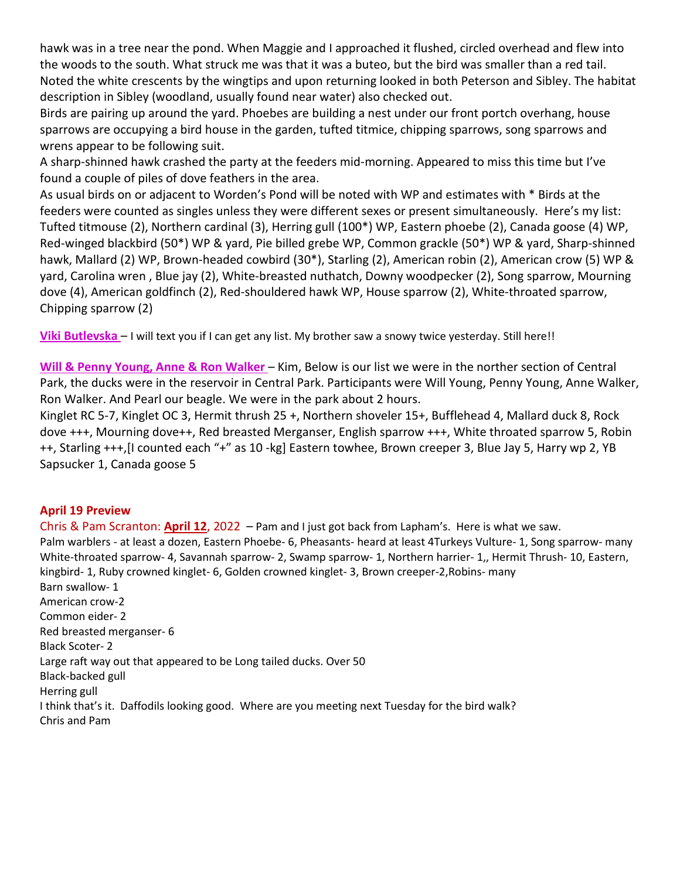hawk was in a tree near the pond. When Maggie and I approached it flushed, circled overhead and flew into the woods to the south. What struck me was that it was a buteo, but the bird was smaller than a red tail. Noted the white crescents by the wingtips and upon returning looked in both Peterson and Sibley. The habitat description in Sibley (woodland, usually found near water) also checked out.
Birds are pairing up around the yard. Phoebes are building a nest under our front portch overhang, house sparrows are occupying a bird house in the garden, tufted titmice, chipping sparrows, song sparrows and wrens appear to be following suit.
A sharp-shinned hawk crashed the party at the feeders mid-morning. Appeared to miss this time but I've found a couple of piles of dove feathers in the area.
As usual birds on or adjacent to Worden's Pond will be noted with WP and estimates with * Birds at the feeders were counted as singles unless they were different sexes or present simultaneously. Here's my list: Tufted titmouse (2), Northern cardinal (3), Herring gull (100*) WP, Eastern phoebe (2), Canada goose (4) WP, Red-winged blackbird (50*) WP & yard, Pie billed grebe WP, Common grackle (50*) WP & yard, Sharp-shinned hawk, Mallard (2) WP, Brown-headed cowbird (30*), Starling (2), American robin (2), American crow (5) WP & yard, Carolina wren , Blue jay (2), White-breasted nuthatch, Downy woodpecker (2), Song sparrow, Mourning dove (4), American goldfinch (2), Red-shouldered hawk WP, House sparrow (2), White-throated sparrow, Chipping sparrow (2)

**Viki Butlevska** – I will text you if I can get any list. My brother saw a snowy twice yesterday. Still here!!

**Will & Penny Young, Anne & Ron Walker** – Kim, Below is our list we were in the norther section of Central Park, the ducks were in the reservoir in Central Park. Participants were Will Young, Penny Young, Anne Walker, Ron Walker. And Pearl our beagle. We were in the park about 2 hours.
Kinglet RC 5-7, Kinglet OC 3, Hermit thrush 25 +, Northern shoveler 15+, Bufflehead 4, Mallard duck 8, Rock dove +++, Mourning dove++, Red breasted Merganser, English sparrow +++, White throated sparrow 5, Robin ++, Starling +++,[I counted each "+" as 10 -kg] Eastern towhee, Brown creeper 3, Blue Jay 5, Harry wp 2, YB Sapsucker 1, Canada goose 5

## April 19 Preview

Chris & Pam Scranton: **April 12**, 2022 – Pam and I just got back from Lapham's. Here is what we saw.
Palm warblers - at least a dozen, Eastern Phoebe- 6, Pheasants- heard at least 4Turkeys Vulture- 1, Song sparrow- many White-throated sparrow- 4, Savannah sparrow- 2, Swamp sparrow- 1, Northern harrier- 1,, Hermit Thrush- 10, Eastern, kingbird- 1, Ruby crowned kinglet- 6, Golden crowned kinglet- 3, Brown creeper-2,Robins- many
Barn swallow- 1
American crow-2
Common eider- 2
Red breasted merganser- 6
Black Scoter- 2
Large raft way out that appeared to be Long tailed ducks. Over 50
Black-backed gull
Herring gull
I think that's it. Daffodils looking good. Where are you meeting next Tuesday for the bird walk?
Chris and Pam